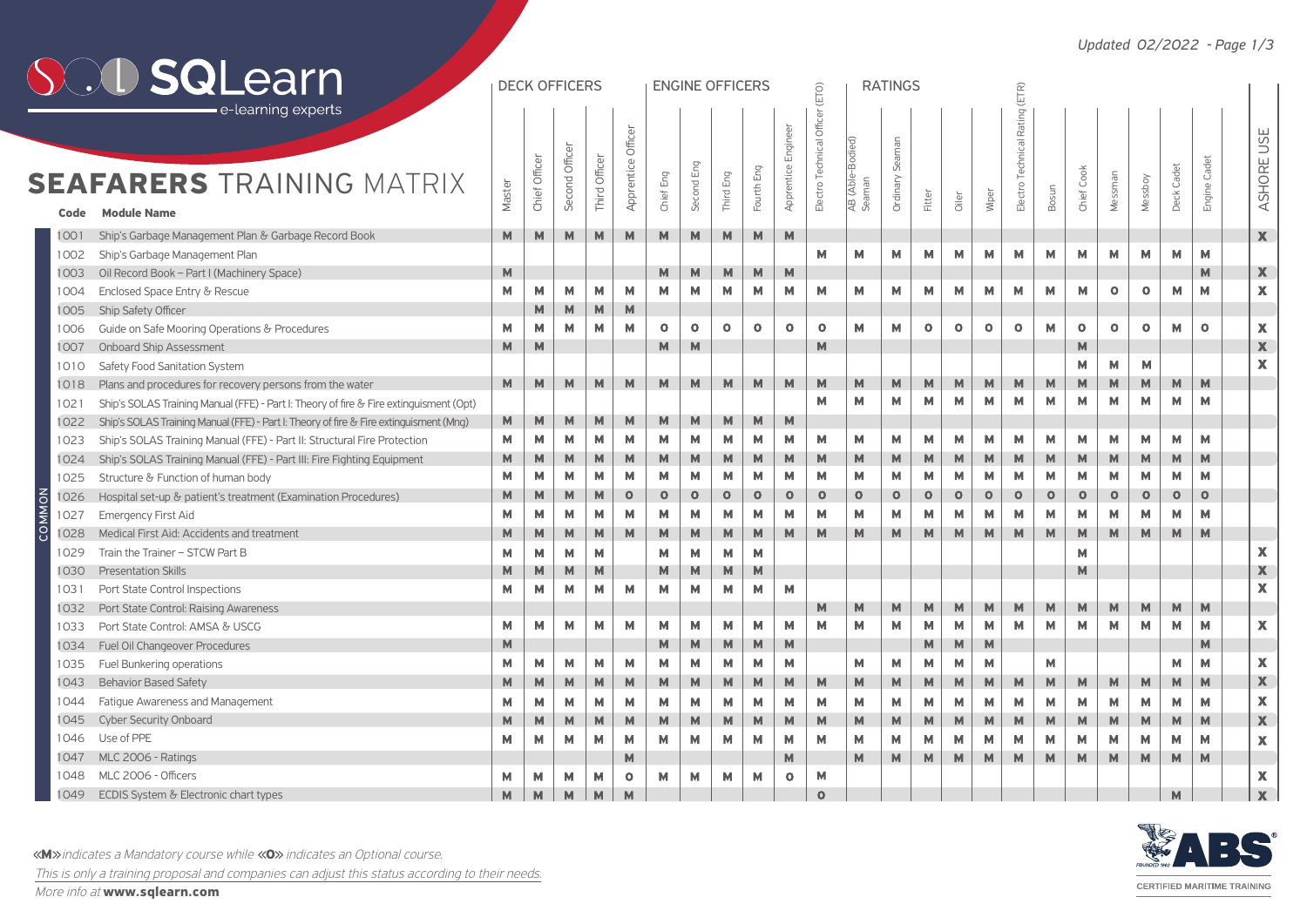Updated 02/2022

# SQLearn
e-learning experts

## SEAFARERS TRAINING MATRIX

### COMMON

| Code | Module Name | DECK OFFICERS | | | | | ENGINE OFFICERS | | | | | | RATINGS | | | | | | | | | | | | |
|---|---|---|---|---|---|---|---|---|---|---|---|---|---|---|---|---|---|---|---|---|---|---|---|---|---|
| | | Master | Chief Officer | Second Officer | Third Officer | Apprentice Officer | Chief Eng | Second Eng | Third Eng | Fourth Eng | Apprentice Engineer | Electro Technical Officer (ETO) | AB (Able-Bodied) Seaman | Ordinary Seaman | Fitter | Oiler | Wiper | Electro Technical Rating (ETR) | Bosun | Chief Cook | Messman | Messboy | Deck Cadet | Engine Cadet | ASHORE USE |
| 1001 | Ship's Garbage Management Plan & Garbage Record Book | M | M | M | M | M | M | M | M | M | M | | | | | | | | | | | | | | X |
| 1002 | Ship's Garbage Management Plan | | | | | | | | | | | M | M | M | M | M | M | M | M | M | M | M | M | M | |
| 1003 | Oil Record Book – Part I (Machinery Space) | M | | | | | M | M | M | M | M | | | | | | | | | | | | | M | X |
| 1004 | Enclosed Space Entry & Rescue | M | M | M | M | M | M | M | M | M | M | M | M | M | M | M | M | M | M | M | O | O | M | M | X |
| 1005 | Ship Safety Officer | | M | M | M | M | | | | | | | | | | | | | | | | | | | |
| 1006 | Guide on Safe Mooring Operations & Procedures | M | M | M | M | M | O | O | O | O | O | O | M | M | O | O | O | O | M | O | O | O | M | O | X |
| 1007 | Onboard Ship Assessment | M | M | | | | M | M | | | | M | | | | | | | | M | | | | | X |
| 1010 | Safety Food Sanitation System | | | | | | | | | | | | | | | | | | | M | M | M | | | X |
| 1018 | Plans and procedures for recovery persons from the water | M | M | M | M | M | M | M | M | M | M | M | M | M | M | M | M | M | M | M | M | M | M | M | |
| 1021 | Ship's SOLAS Training Manual (FFE) - Part I: Theory of fire & Fire extinguisment (Opt) | | | | | | | | | | | M | M | M | M | M | M | M | M | M | M | M | M | M | |
| 1022 | Ship's SOLAS Training Manual (FFE) - Part I: Theory of fire & Fire extinguisment (Mng) | M | M | M | M | M | M | M | M | M | M | | | | | | | | | | | | | | |
| 1023 | Ship's SOLAS Training Manual (FFE) - Part II: Structural Fire Protection | M | M | M | M | M | M | M | M | M | M | M | M | M | M | M | M | M | M | M | M | M | M | M | |
| 1024 | Ship's SOLAS Training Manual (FFE) - Part III: Fire Fighting Equipment | M | M | M | M | M | M | M | M | M | M | M | M | M | M | M | M | M | M | M | M | M | M | M | |
| 1025 | Structure & Function of human body | M | M | M | M | M | M | M | M | M | M | M | M | M | M | M | M | M | M | M | M | M | M | M | |
| 1026 | Hospital set-up & patient's treatment (Examination Procedures) | M | M | M | M | O | O | O | O | O | O | O | O | O | O | O | O | O | O | O | O | O | O | O | |
| 1027 | Emergency First Aid | M | M | M | M | M | M | M | M | M | M | M | M | M | M | M | M | M | M | M | M | M | M | M | |
| 1028 | Medical First Aid: Accidents and treatment | M | M | M | M | M | M | M | M | M | M | M | M | M | M | M | M | M | M | M | M | M | M | M | |
| 1029 | Train the Trainer – STCW Part B | M | M | M | M | | M | M | M | M | | | | | | | | | | M | | | | | X |
| 1030 | Presentation Skills | M | M | M | M | | M | M | M | M | | | | | | | | | | M | | | | | X |
| 1031 | Port State Control Inspections | M | M | M | M | M | M | M | M | M | M | | | | | | | | | | | | | | X |
| 1032 | Port State Control: Raising Awareness | | | | | | | | | | | M | M | M | M | M | M | M | M | M | M | M | M | M | |
| 1033 | Port State Control: AMSA & USCG | M | M | M | M | M | M | M | M | M | M | M | M | M | M | M | M | M | M | M | M | M | M | M | X |
| 1034 | Fuel Oil Changeover Procedures | M | | | | | M | M | M | M | M | | | | M | M | M | | | | | | | M | |
| 1035 | Fuel Bunkering operations | M | M | M | M | M | M | M | M | M | M | | M | M | M | M | M | | M | | | | M | M | X |
| 1043 | Behavior Based Safety | M | M | M | M | M | M | M | M | M | M | M | M | M | M | M | M | M | M | M | M | M | M | M | X |
| 1044 | Fatigue Awareness and Management | M | M | M | M | M | M | M | M | M | M | M | M | M | M | M | M | M | M | M | M | M | M | M | X |
| 1045 | Cyber Security Onboard | M | M | M | M | M | M | M | M | M | M | M | M | M | M | M | M | M | M | M | M | M | M | M | X |
| 1046 | Use of PPE | M | M | M | M | M | M | M | M | M | M | M | M | M | M | M | M | M | M | M | M | M | M | M | X |
| 1047 | MLC 2006 - Ratings | | | | | M | | | | | M | | M | M | M | M | M | M | M | M | M | M | M | M | |
| 1048 | MLC 2006 - Officers | M | M | M | M | O | M | M | M | M | O | M | | | | | | | | | | | | | X |
| 1049 | ECDIS System & Electronic chart types | M | M | M | M | M | | | | | | O | | | | | | | | | | | M | | X |

«M» indicates a Mandatory course while «O» indicates an Optional course.

This is only a training proposal and companies can adjust this status according to their needs.

More info at **www.sqlearn.com**

ABS CERTIFIED MARITIME TRAINING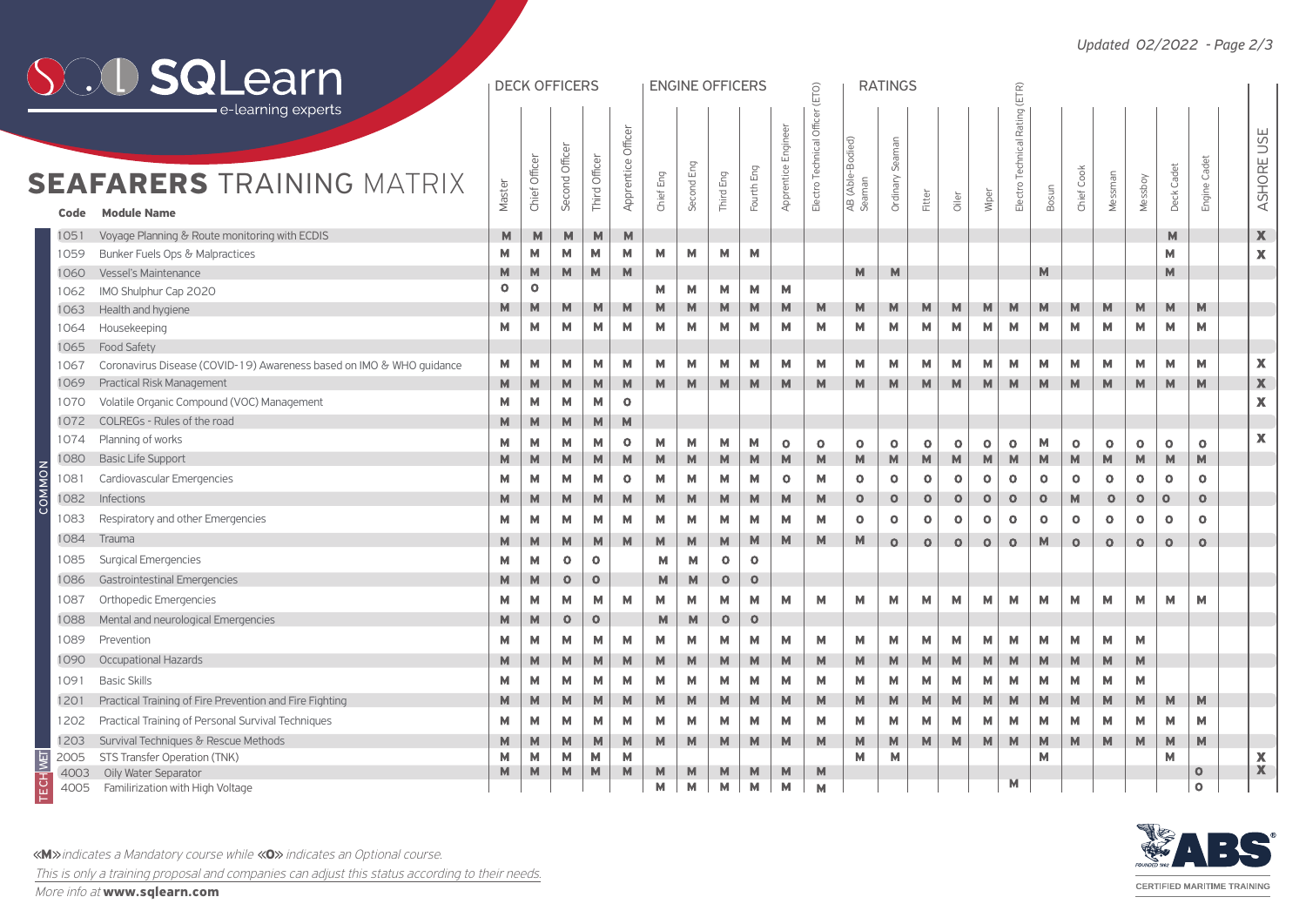# SQLearn

e-learning experts

## SEAFARERS TRAINING MATRIX

| Section | Code | Module Name | DECK OFFICERS: Master | Chief Officer | Second Officer | Third Officer | Apprentice Officer | ENGINE OFFICERS: Chief Eng | Second Eng | Third Eng | Fourth Eng | Apprentice Engineer | Electro Technical Officer (ETO) | RATINGS: AB (Able-Bodied) Seaman | Ordinary Seaman | Fitter | Oiler | Wiper | Electro Technical Rating (ETR) | Bosun | Chief Cook | Messman | Messboy | Deck Cadet | Engine Cadet | ASHORE USE |
|---|---|---|---|---|---|---|---|---|---|---|---|---|---|---|---|---|---|---|---|---|---|---|---|---|---|---|
| COMMON | 1051 | Voyage Planning & Route monitoring with ECDIS | M | M | M | M | M | | | | | | | | | | | | | | | | | M | | X |
| COMMON | 1059 | Bunker Fuels Ops & Malpractices | M | M | M | M | M | M | M | M | M | | | | | | | | | | | | | M | | X |
| COMMON | 1060 | Vessel's Maintenance | M | M | M | M | M | | | | | | | M | M | | | | | M | | | | M | | |
| COMMON | 1062 | IMO Shulphur Cap 2020 | O | O | | | | M | M | M | M | M | | | | | | | | | | | | | | |
| COMMON | 1063 | Health and hygiene | M | M | M | M | M | M | M | M | M | M | M | M | M | M | M | M | M | M | M | M | M | M | M | |
| COMMON | 1064 | Housekeeping | M | M | M | M | M | M | M | M | M | M | M | M | M | M | M | M | M | M | M | M | M | M | M | |
| COMMON | 1065 | Food Safety | | | | | | | | | | | | | | | | | | | | | | | | |
| COMMON | 1067 | Coronavirus Disease (COVID-19) Awareness based on IMO & WHO guidance | M | M | M | M | M | M | M | M | M | M | M | M | M | M | M | M | M | M | M | M | M | M | M | X |
| COMMON | 1069 | Practical Risk Management | M | M | M | M | M | M | M | M | M | M | M | M | M | M | M | M | M | M | M | M | M | M | M | X |
| COMMON | 1070 | Volatile Organic Compound (VOC) Management | M | M | M | M | O | | | | | | | | | | | | | | | | | | | X |
| COMMON | 1072 | COLREGs - Rules of the road | M | M | M | M | M | | | | | | | | | | | | | | | | | | | |
| COMMON | 1074 | Planning of works | M | M | M | M | O | M | M | M | M | O | O | O | O | O | O | O | O | M | O | O | O | O | O | X |
| COMMON | 1080 | Basic Life Support | M | M | M | M | M | M | M | M | M | M | M | M | M | M | M | M | M | M | M | M | M | M | M | |
| COMMON | 1081 | Cardiovascular Emergencies | M | M | M | M | O | M | M | M | M | O | M | O | O | O | O | O | O | O | O | O | O | O | O | |
| COMMON | 1082 | Infections | M | M | M | M | M | M | M | M | M | M | M | O | O | O | O | O | O | O | M | O | O | O | O | |
| COMMON | 1083 | Respiratory and other Emergencies | M | M | M | M | M | M | M | M | M | M | M | O | O | O | O | O | O | O | O | O | O | O | O | |
| COMMON | 1084 | Trauma | M | M | M | M | M | M | M | M | M | M | M | M | O | O | O | O | O | M | O | O | O | O | O | |
| COMMON | 1085 | Surgical Emergencies | M | M | O | O | | M | M | O | O | | | | | | | | | | | | | | | |
| COMMON | 1086 | Gastrointestinal Emergencies | M | M | O | O | | M | M | O | O | | | | | | | | | | | | | | | |
| COMMON | 1087 | Orthopedic Emergencies | M | M | M | M | M | M | M | M | M | M | M | M | M | M | M | M | M | M | M | M | M | M | M | |
| COMMON | 1088 | Mental and neurological Emergencies | M | M | O | O | | M | M | O | O | | | | | | | | | | | | | | | |
| COMMON | 1089 | Prevention | M | M | M | M | M | M | M | M | M | M | M | M | M | M | M | M | M | M | M | M | M | | | |
| COMMON | 1090 | Occupational Hazards | M | M | M | M | M | M | M | M | M | M | M | M | M | M | M | M | M | M | M | M | M | | | |
| COMMON | 1091 | Basic Skills | M | M | M | M | M | M | M | M | M | M | M | M | M | M | M | M | M | M | M | M | M | | | |
| COMMON | 1201 | Practical Training of Fire Prevention and Fire Fighting | M | M | M | M | M | M | M | M | M | M | M | M | M | M | M | M | M | M | M | M | M | M | M | |
| COMMON | 1202 | Practical Training of Personal Survival Techniques | M | M | M | M | M | M | M | M | M | M | M | M | M | M | M | M | M | M | M | M | M | M | M | |
| COMMON | 1203 | Survival Techniques & Rescue Methods | M | M | M | M | M | M | M | M | M | M | M | M | M | M | M | M | M | M | M | M | M | M | M | |
| WET | 2005 | STS Transfer Operation (TNK) | M | M | M | M | M | | | | | | | M | M | | | | | M | | | | M | | X |
| TECH | 4003 | Oily Water Separator | M | M | M | M | M | M | M | M | M | M | M | | | | | | | | | | | | O | X |
| TECH | 4005 | Familiarization with High Voltage | | | | | | M | M | M | M | M | M | | | | | | M | | | | | | O | |

«M» indicates a Mandatory course while «O» indicates an Optional course.

*This is only a training proposal and companies can adjust this status according to their needs.*

*More info at* **www.sqlearn.com**

ABS CERTIFIED MARITIME TRAINING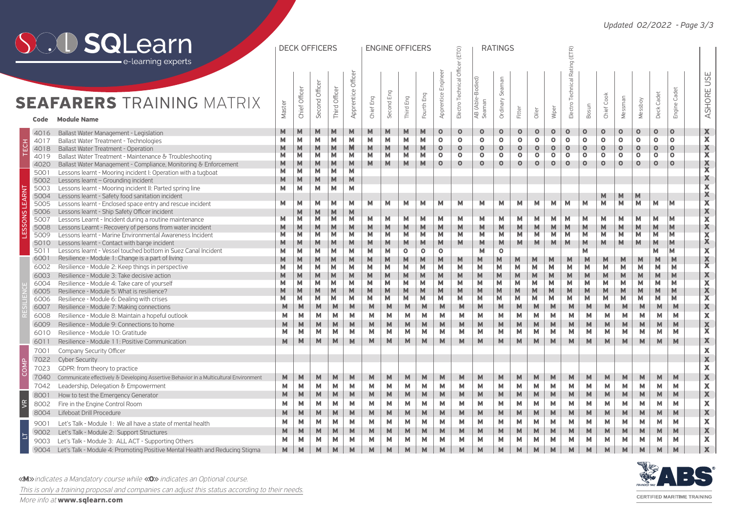# SQLearn

e-learning experts

## SEAFARERS TRAINING MATRIX

Updated 02/2022

| | Code | Module Name | Master | Chief Officer | Second Officer | Third Officer | Apprentice Officer | Chief Eng | Second Eng | Third Eng | Fourth Eng | Apprentice Engineer | Electro Technical Officer (ETO) | AB (Able-Bodied) Seaman | Ordinary Seaman | Fitter | Oiler | Wiper | Electro Technical Rating (ETR) | Bosun | Chief Cook | Messman | Messboy | Deck Cadet | Engine Cadet | ASHORE USE |
|---|---|---|---|---|---|---|---|---|---|---|---|---|---|---|---|---|---|---|---|---|---|---|---|---|---|---|
| | | | DECK OFFICERS | | | | | ENGINE OFFICERS | | | | | | RATINGS | | | | | | | | | | | | |
| TECH | 4016 | Ballast Water Management - Legislation | M | M | M | M | M | M | M | M | M | O | O | O | O | O | O | O | O | O | O | O | O | O | O | X |
| TECH | 4017 | Ballast Water Treatment - Technologies | M | M | M | M | M | M | M | M | M | O | O | O | O | O | O | O | O | O | O | O | O | O | O | X |
| TECH | 4018 | Ballast Water Treatment - Operation | M | M | M | M | M | M | M | M | M | O | O | O | O | O | O | O | O | O | O | O | O | O | O | X |
| TECH | 4019 | Ballast Water Treatment - Maintenance & Troubleshooting | M | M | M | M | M | M | M | M | M | O | O | O | O | O | O | O | O | O | O | O | O | O | O | X |
| TECH | 4020 | Ballast Water Management - Compliance, Monitoring & Enforcement | M | M | M | M | M | M | M | M | M | O | O | O | O | O | O | O | O | O | O | O | O | O | O | X |
| LESSONS LEARNT | 5001 | Lessons learnt - Mooring incident I: Operation with a tugboat | M | M | M | M | M | | | | | | | | | | | | | | | | | | | X |
| LESSONS LEARNT | 5002 | Lessons learnt – Grounding incident | M | M | M | M | M | | | | | | | | | | | | | | | | | | | X |
| LESSONS LEARNT | 5003 | Lessons learnt - Mooring incident II: Parted spring line | M | M | M | M | M | | | | | | | | | | | | | | | | | | | X |
| LESSONS LEARNT | 5004 | Lessons learnt - Safety food sanitation incident | | | | | | | | | | | | | | | | | | | M | M | M | | | X |
| LESSONS LEARNT | 5005 | Lessons learnt - Enclosed space entry and rescue incident | M | M | M | M | M | M | M | M | M | M | M | M | M | M | M | M | M | M | M | M | M | M | M | X |
| LESSONS LEARNT | 5006 | Lessons learnt - Ship Safety Officer incident | | M | M | M | M | | | | | | | | | | | | | | | | | | | X |
| LESSONS LEARNT | 5007 | Lessons Learnt - Incident during a routine maintenance | M | M | M | M | M | M | M | M | M | M | M | M | M | M | M | M | M | M | M | M | M | M | M | X |
| LESSONS LEARNT | 5008 | Lessons Learnt - Recovery of persons from water incident | M | M | M | M | M | M | M | M | M | M | M | M | M | M | M | M | M | M | M | M | M | M | M | X |
| LESSONS LEARNT | 5009 | Lessons learnt - Marine Environmental Awareness Incident | M | M | M | M | M | M | M | M | M | M | M | M | M | M | M | M | M | M | M | M | M | M | M | X |
| LESSONS LEARNT | 5010 | Lessons learnt - Contact with barge incident | M | M | M | M | M | M | M | M | M | M | M | M | M | M | M | M | M | M | M | M | M | M | M | X |
| LESSONS LEARNT | 5011 | Lessons learnt - Vessel touched bottom in Suez Canal Incident | M | M | M | M | M | M | M | O | O | O | | M | O | | | | | M | | | | M | M | X |
| RESILIENCE | 6001 | Resilience - Module 1: Change is a part of living | M | M | M | M | M | M | M | M | M | M | M | M | M | M | M | M | M | M | M | M | M | M | M | X |
| RESILIENCE | 6002 | Resilience - Module 2: Keep things in perspective | M | M | M | M | M | M | M | M | M | M | M | M | M | M | M | M | M | M | M | M | M | M | M | X |
| RESILIENCE | 6003 | Resilience - Module 3: Take decisive action | M | M | M | M | M | M | M | M | M | M | M | M | M | M | M | M | M | M | M | M | M | M | M | X |
| RESILIENCE | 6004 | Resilience - Module 4: Take care of yourself | M | M | M | M | M | M | M | M | M | M | M | M | M | M | M | M | M | M | M | M | M | M | M | X |
| RESILIENCE | 6005 | Resilience - Module 5: What is resilience? | M | M | M | M | M | M | M | M | M | M | M | M | M | M | M | M | M | M | M | M | M | M | M | X |
| RESILIENCE | 6006 | Resilience - Module 6: Dealing with crises | M | M | M | M | M | M | M | M | M | M | M | M | M | M | M | M | M | M | M | M | M | M | M | X |
| RESILIENCE | 6007 | Resilience - Module 7: Making connections | M | M | M | M | M | M | M | M | M | M | M | M | M | M | M | M | M | M | M | M | M | M | M | X |
| RESILIENCE | 6008 | Resilience - Module 8: Maintain a hopeful outlook | M | M | M | M | M | M | M | M | M | M | M | M | M | M | M | M | M | M | M | M | M | M | M | X |
| RESILIENCE | 6009 | Resilience - Module 9: Connections to home | M | M | M | M | M | M | M | M | M | M | M | M | M | M | M | M | M | M | M | M | M | M | M | X |
| RESILIENCE | 6010 | Resilience - Module 10: Gratitude | M | M | M | M | M | M | M | M | M | M | M | M | M | M | M | M | M | M | M | M | M | M | M | X |
| RESILIENCE | 6011 | Resilience - Module 11: Positive Communication | M | M | M | M | M | M | M | M | M | M | M | M | M | M | M | M | M | M | M | M | M | M | M | X |
| COMP | 7001 | Company Security Officer | | | | | | | | | | | | | | | | | | | | | | | | X |
| COMP | 7022 | Cyber Security | | | | | | | | | | | | | | | | | | | | | | | | X |
| COMP | 7023 | GDPR: from theory to practice | | | | | | | | | | | | | | | | | | | | | | | | X |
| COMP | 7040 | Communicate effectively & Developing Assertive Behavior in a Multicultural Environment | M | M | M | M | M | M | M | M | M | M | M | M | M | M | M | M | M | M | M | M | M | M | M | X |
| COMP | 7042 | Leadership, Delegation & Empowerment | M | M | M | M | M | M | M | M | M | M | M | M | M | M | M | M | M | M | M | M | M | M | M | X |
| VR | 8001 | How to test the Emergency Generator | M | M | M | M | M | M | M | M | M | M | M | M | M | M | M | M | M | M | M | M | M | M | M | X |
| VR | 8002 | Fire in the Engine Control Room | M | M | M | M | M | M | M | M | M | M | M | M | M | M | M | M | M | M | M | M | M | M | M | X |
| VR | 8004 | Lifeboat Drill Procedure | M | M | M | M | M | M | M | M | M | M | M | M | M | M | M | M | M | M | M | M | M | M | M | X |
| LT | 9001 | Let's Talk - Module 1: We all have a state of mental health | M | M | M | M | M | M | M | M | M | M | M | M | M | M | M | M | M | M | M | M | M | M | M | X |
| LT | 9002 | Let's Talk - Module 2: Support Structures | M | M | M | M | M | M | M | M | M | M | M | M | M | M | M | M | M | M | M | M | M | M | M | X |
| LT | 9003 | Let's Talk - Module 3: ALL ACT - Supporting Others | M | M | M | M | M | M | M | M | M | M | M | M | M | M | M | M | M | M | M | M | M | M | M | X |
| LT | 9004 | Let's Talk - Module 4: Promoting Positive Mental Health and Reducing Stigma | M | M | M | M | M | M | M | M | M | M | M | M | M | M | M | M | M | M | M | M | M | M | M | X |

*«**M**» indicates a Mandatory course while «**O**» indicates an Optional course.*

*This is only a training proposal and companies can adjust this status according to their needs.*

*More info at* **www.sqlearn.com**

ABS — FOUNDED 1862 — CERTIFIED MARITIME TRAINING